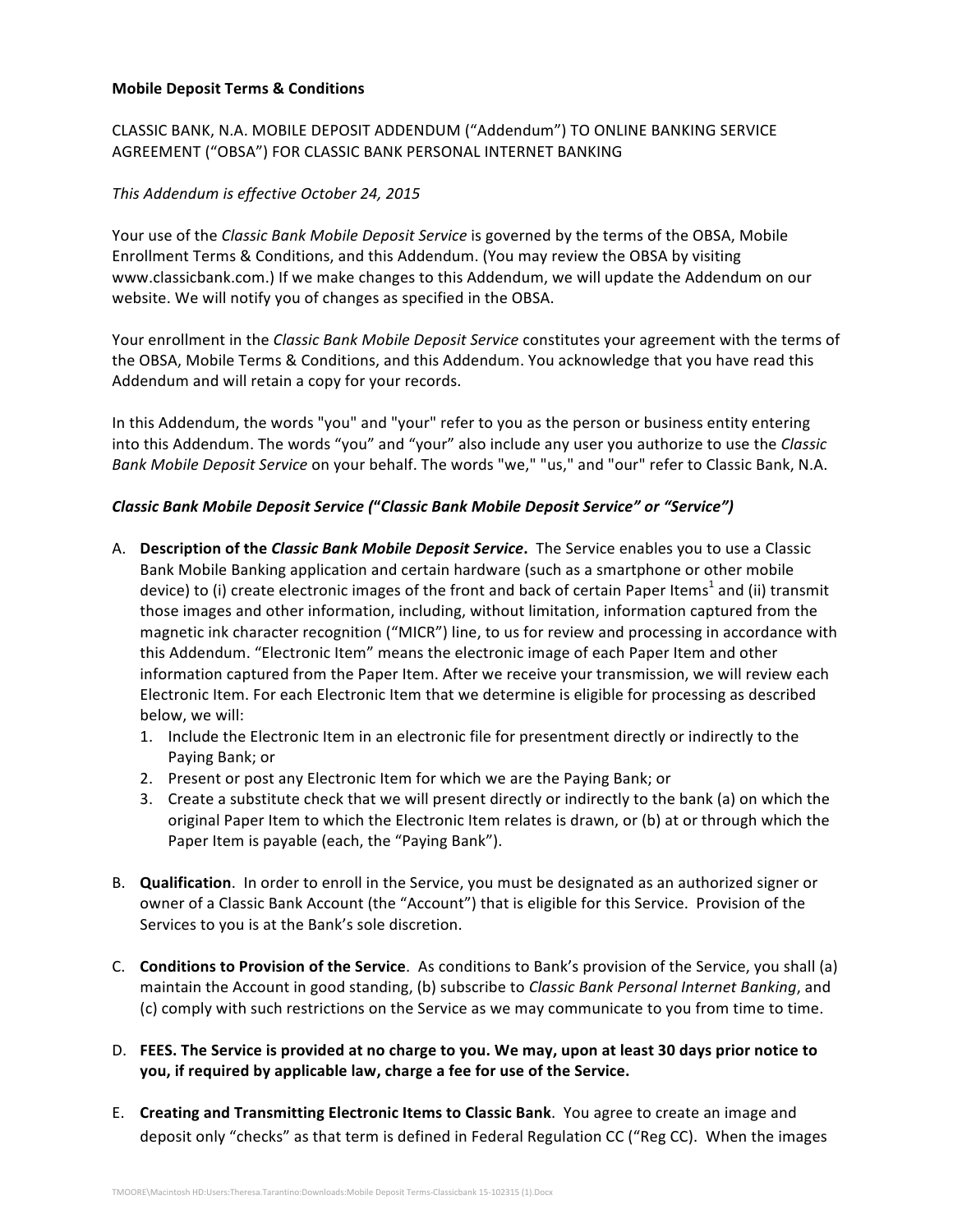**Mobile Deposit Terms & Conditions**

CLASSIC BANK, N.A. MOBILE DEPOSIT ADDENDUM ("Addendum") TO ONLINE BANKING SERVICE AGREEMENT ("OBSA") FOR CLASSIC BANK PERSONAL INTERNET BANKING

*This Addendum is effective October 24, 2015*

Your use of the *Classic Bank Mobile Deposit Service* is governed by the terms of the OBSA, Mobile Enrollment Terms & Conditions, and this Addendum. (You may review the OBSA by visiting www.classicbank.com.) If we make changes to this Addendum, we will update the Addendum on our website. We will notify you of changes as specified in the OBSA.

Your enrollment in the *Classic Bank Mobile Deposit Service* constitutes your agreement with the terms of the OBSA, Mobile Terms & Conditions, and this Addendum. You acknowledge that you have read this Addendum and will retain a copy for your records.

In this Addendum, the words "you" and "your" refer to you as the person or business entity entering into this Addendum. The words "you" and "your" also include any user you authorize to use the *Classic Bank Mobile Deposit Service* on your behalf. The words "we," "us," and "our" refer to Classic Bank, N.A.

***Classic Bank Mobile Deposit Service ("Classic Bank Mobile Deposit Service" or "Service")***

A. **Description of the *Classic Bank Mobile Deposit Service*.** The Service enables you to use a Classic Bank Mobile Banking application and certain hardware (such as a smartphone or other mobile device) to (i) create electronic images of the front and back of certain Paper Items[1] and (ii) transmit those images and other information, including, without limitation, information captured from the magnetic ink character recognition ("MICR") line, to us for review and processing in accordance with this Addendum. "Electronic Item" means the electronic image of each Paper Item and other information captured from the Paper Item. After we receive your transmission, we will review each Electronic Item. For each Electronic Item that we determine is eligible for processing as described below, we will:
   1. Include the Electronic Item in an electronic file for presentment directly or indirectly to the Paying Bank; or
   2. Present or post any Electronic Item for which we are the Paying Bank; or
   3. Create a substitute check that we will present directly or indirectly to the bank (a) on which the original Paper Item to which the Electronic Item relates is drawn, or (b) at or through which the Paper Item is payable (each, the "Paying Bank").

B. **Qualification**. In order to enroll in the Service, you must be designated as an authorized signer or owner of a Classic Bank Account (the "Account") that is eligible for this Service. Provision of the Services to you is at the Bank's sole discretion.

C. **Conditions to Provision of the Service**. As conditions to Bank's provision of the Service, you shall (a) maintain the Account in good standing, (b) subscribe to *Classic Bank Personal Internet Banking*, and (c) comply with such restrictions on the Service as we may communicate to you from time to time.

D. **FEES. The Service is provided at no charge to you. We may, upon at least 30 days prior notice to you, if required by applicable law, charge a fee for use of the Service.**

E. **Creating and Transmitting Electronic Items to Classic Bank**. You agree to create an image and deposit only "checks" as that term is defined in Federal Regulation CC ("Reg CC). When the images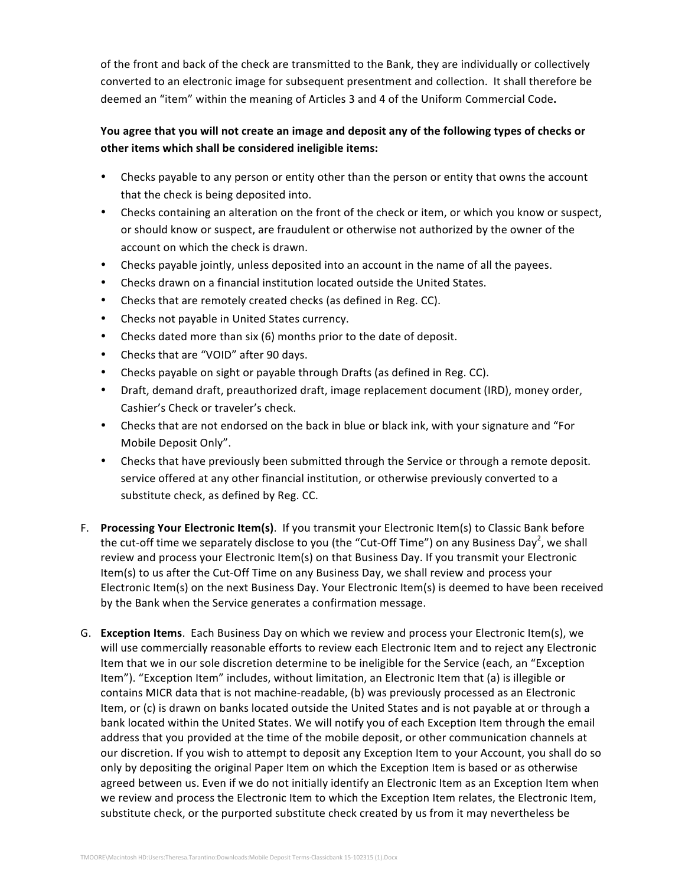of the front and back of the check are transmitted to the Bank, they are individually or collectively converted to an electronic image for subsequent presentment and collection. It shall therefore be deemed an "item" within the meaning of Articles 3 and 4 of the Uniform Commercial Code**.**

**You agree that you will not create an image and deposit any of the following types of checks or other items which shall be considered ineligible items:**

- Checks payable to any person or entity other than the person or entity that owns the account that the check is being deposited into.
- Checks containing an alteration on the front of the check or item, or which you know or suspect, or should know or suspect, are fraudulent or otherwise not authorized by the owner of the account on which the check is drawn.
- Checks payable jointly, unless deposited into an account in the name of all the payees.
- Checks drawn on a financial institution located outside the United States.
- Checks that are remotely created checks (as defined in Reg. CC).
- Checks not payable in United States currency.
- Checks dated more than six (6) months prior to the date of deposit.
- Checks that are "VOID" after 90 days.
- Checks payable on sight or payable through Drafts (as defined in Reg. CC).
- Draft, demand draft, preauthorized draft, image replacement document (IRD), money order, Cashier's Check or traveler's check.
- Checks that are not endorsed on the back in blue or black ink, with your signature and "For Mobile Deposit Only".
- Checks that have previously been submitted through the Service or through a remote deposit. service offered at any other financial institution, or otherwise previously converted to a substitute check, as defined by Reg. CC.

F. **Processing Your Electronic Item(s)**. If you transmit your Electronic Item(s) to Classic Bank before the cut-off time we separately disclose to you (the "Cut-Off Time") on any Business Day[2], we shall review and process your Electronic Item(s) on that Business Day. If you transmit your Electronic Item(s) to us after the Cut-Off Time on any Business Day, we shall review and process your Electronic Item(s) on the next Business Day. Your Electronic Item(s) is deemed to have been received by the Bank when the Service generates a confirmation message.

G. **Exception Items**. Each Business Day on which we review and process your Electronic Item(s), we will use commercially reasonable efforts to review each Electronic Item and to reject any Electronic Item that we in our sole discretion determine to be ineligible for the Service (each, an "Exception Item"). "Exception Item" includes, without limitation, an Electronic Item that (a) is illegible or contains MICR data that is not machine-readable, (b) was previously processed as an Electronic Item, or (c) is drawn on banks located outside the United States and is not payable at or through a bank located within the United States. We will notify you of each Exception Item through the email address that you provided at the time of the mobile deposit, or other communication channels at our discretion. If you wish to attempt to deposit any Exception Item to your Account, you shall do so only by depositing the original Paper Item on which the Exception Item is based or as otherwise agreed between us. Even if we do not initially identify an Electronic Item as an Exception Item when we review and process the Electronic Item to which the Exception Item relates, the Electronic Item, substitute check, or the purported substitute check created by us from it may nevertheless be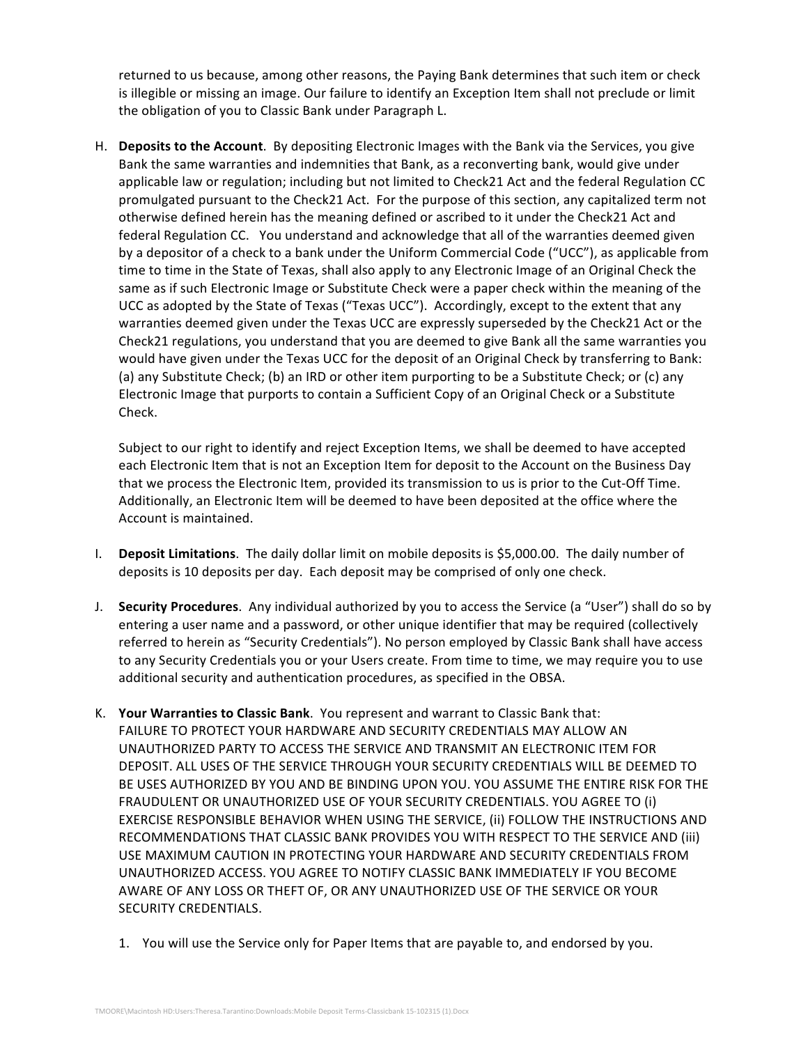returned to us because, among other reasons, the Paying Bank determines that such item or check is illegible or missing an image. Our failure to identify an Exception Item shall not preclude or limit the obligation of you to Classic Bank under Paragraph L.

H. **Deposits to the Account**. By depositing Electronic Images with the Bank via the Services, you give Bank the same warranties and indemnities that Bank, as a reconverting bank, would give under applicable law or regulation; including but not limited to Check21 Act and the federal Regulation CC promulgated pursuant to the Check21 Act. For the purpose of this section, any capitalized term not otherwise defined herein has the meaning defined or ascribed to it under the Check21 Act and federal Regulation CC. You understand and acknowledge that all of the warranties deemed given by a depositor of a check to a bank under the Uniform Commercial Code ("UCC"), as applicable from time to time in the State of Texas, shall also apply to any Electronic Image of an Original Check the same as if such Electronic Image or Substitute Check were a paper check within the meaning of the UCC as adopted by the State of Texas ("Texas UCC"). Accordingly, except to the extent that any warranties deemed given under the Texas UCC are expressly superseded by the Check21 Act or the Check21 regulations, you understand that you are deemed to give Bank all the same warranties you would have given under the Texas UCC for the deposit of an Original Check by transferring to Bank: (a) any Substitute Check; (b) an IRD or other item purporting to be a Substitute Check; or (c) any Electronic Image that purports to contain a Sufficient Copy of an Original Check or a Substitute Check.

   Subject to our right to identify and reject Exception Items, we shall be deemed to have accepted each Electronic Item that is not an Exception Item for deposit to the Account on the Business Day that we process the Electronic Item, provided its transmission to us is prior to the Cut-Off Time. Additionally, an Electronic Item will be deemed to have been deposited at the office where the Account is maintained.

I. **Deposit Limitations**. The daily dollar limit on mobile deposits is $5,000.00. The daily number of deposits is 10 deposits per day. Each deposit may be comprised of only one check.

J. **Security Procedures**. Any individual authorized by you to access the Service (a "User") shall do so by entering a user name and a password, or other unique identifier that may be required (collectively referred to herein as "Security Credentials"). No person employed by Classic Bank shall have access to any Security Credentials you or your Users create. From time to time, we may require you to use additional security and authentication procedures, as specified in the OBSA.

K. **Your Warranties to Classic Bank**. You represent and warrant to Classic Bank that:
   FAILURE TO PROTECT YOUR HARDWARE AND SECURITY CREDENTIALS MAY ALLOW AN UNAUTHORIZED PARTY TO ACCESS THE SERVICE AND TRANSMIT AN ELECTRONIC ITEM FOR DEPOSIT. ALL USES OF THE SERVICE THROUGH YOUR SECURITY CREDENTIALS WILL BE DEEMED TO BE USES AUTHORIZED BY YOU AND BE BINDING UPON YOU. YOU ASSUME THE ENTIRE RISK FOR THE FRAUDULENT OR UNAUTHORIZED USE OF YOUR SECURITY CREDENTIALS. YOU AGREE TO (i) EXERCISE RESPONSIBLE BEHAVIOR WHEN USING THE SERVICE, (ii) FOLLOW THE INSTRUCTIONS AND RECOMMENDATIONS THAT CLASSIC BANK PROVIDES YOU WITH RESPECT TO THE SERVICE AND (iii) USE MAXIMUM CAUTION IN PROTECTING YOUR HARDWARE AND SECURITY CREDENTIALS FROM UNAUTHORIZED ACCESS. YOU AGREE TO NOTIFY CLASSIC BANK IMMEDIATELY IF YOU BECOME AWARE OF ANY LOSS OR THEFT OF, OR ANY UNAUTHORIZED USE OF THE SERVICE OR YOUR SECURITY CREDENTIALS.

   1. You will use the Service only for Paper Items that are payable to, and endorsed by you.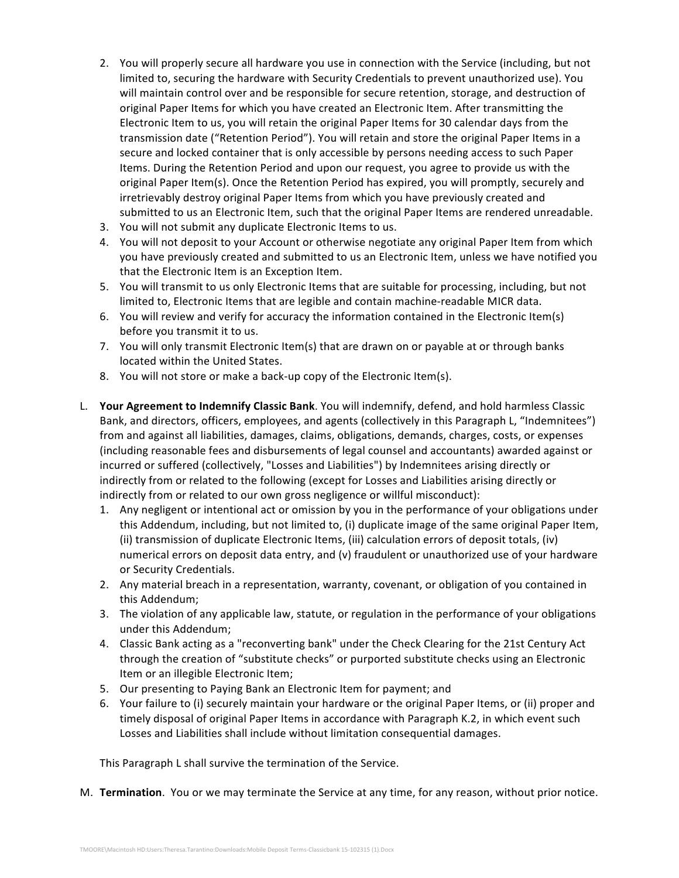2. You will properly secure all hardware you use in connection with the Service (including, but not limited to, securing the hardware with Security Credentials to prevent unauthorized use). You will maintain control over and be responsible for secure retention, storage, and destruction of original Paper Items for which you have created an Electronic Item. After transmitting the Electronic Item to us, you will retain the original Paper Items for 30 calendar days from the transmission date ("Retention Period"). You will retain and store the original Paper Items in a secure and locked container that is only accessible by persons needing access to such Paper Items. During the Retention Period and upon our request, you agree to provide us with the original Paper Item(s). Once the Retention Period has expired, you will promptly, securely and irretrievably destroy original Paper Items from which you have previously created and submitted to us an Electronic Item, such that the original Paper Items are rendered unreadable.
3. You will not submit any duplicate Electronic Items to us.
4. You will not deposit to your Account or otherwise negotiate any original Paper Item from which you have previously created and submitted to us an Electronic Item, unless we have notified you that the Electronic Item is an Exception Item.
5. You will transmit to us only Electronic Items that are suitable for processing, including, but not limited to, Electronic Items that are legible and contain machine-readable MICR data.
6. You will review and verify for accuracy the information contained in the Electronic Item(s) before you transmit it to us.
7. You will only transmit Electronic Item(s) that are drawn on or payable at or through banks located within the United States.
8. You will not store or make a back-up copy of the Electronic Item(s).

L. **Your Agreement to Indemnify Classic Bank**. You will indemnify, defend, and hold harmless Classic Bank, and directors, officers, employees, and agents (collectively in this Paragraph L, "Indemnitees") from and against all liabilities, damages, claims, obligations, demands, charges, costs, or expenses (including reasonable fees and disbursements of legal counsel and accountants) awarded against or incurred or suffered (collectively, "Losses and Liabilities") by Indemnitees arising directly or indirectly from or related to the following (except for Losses and Liabilities arising directly or indirectly from or related to our own gross negligence or willful misconduct):

1. Any negligent or intentional act or omission by you in the performance of your obligations under this Addendum, including, but not limited to, (i) duplicate image of the same original Paper Item, (ii) transmission of duplicate Electronic Items, (iii) calculation errors of deposit totals, (iv) numerical errors on deposit data entry, and (v) fraudulent or unauthorized use of your hardware or Security Credentials.
2. Any material breach in a representation, warranty, covenant, or obligation of you contained in this Addendum;
3. The violation of any applicable law, statute, or regulation in the performance of your obligations under this Addendum;
4. Classic Bank acting as a "reconverting bank" under the Check Clearing for the 21st Century Act through the creation of "substitute checks" or purported substitute checks using an Electronic Item or an illegible Electronic Item;
5. Our presenting to Paying Bank an Electronic Item for payment; and
6. Your failure to (i) securely maintain your hardware or the original Paper Items, or (ii) proper and timely disposal of original Paper Items in accordance with Paragraph K.2, in which event such Losses and Liabilities shall include without limitation consequential damages.

This Paragraph L shall survive the termination of the Service.

M. **Termination**. You or we may terminate the Service at any time, for any reason, without prior notice.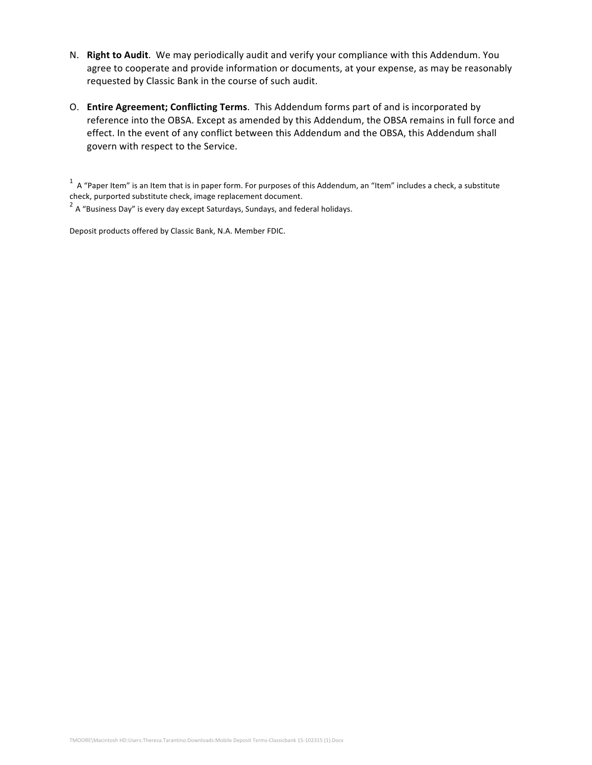N. **Right to Audit**. We may periodically audit and verify your compliance with this Addendum. You agree to cooperate and provide information or documents, at your expense, as may be reasonably requested by Classic Bank in the course of such audit.

O. **Entire Agreement; Conflicting Terms**. This Addendum forms part of and is incorporated by reference into the OBSA. Except as amended by this Addendum, the OBSA remains in full force and effect. In the event of any conflict between this Addendum and the OBSA, this Addendum shall govern with respect to the Service.

[1] A "Paper Item" is an Item that is in paper form. For purposes of this Addendum, an "Item" includes a check, a substitute check, purported substitute check, image replacement document.

[2] A "Business Day" is every day except Saturdays, Sundays, and federal holidays.

Deposit products offered by Classic Bank, N.A. Member FDIC.